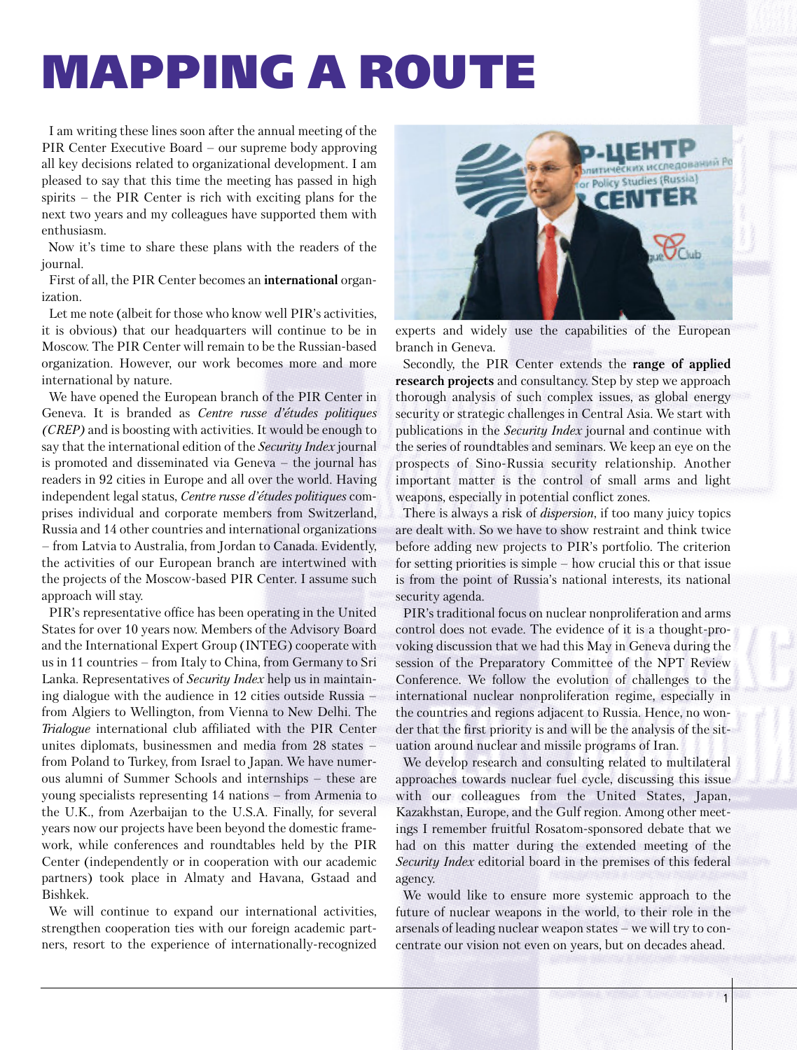# MAPPING A ROUTE

I am writing these lines soon after the annual meeting of the PIR Center Executive Board – our supreme body approving all key decisions related to organizational development. I am pleased to say that this time the meeting has passed in high spirits – the PIR Center is rich with exciting plans for the next two years and my colleagues have supported them with enthusiasm.

Now it's time to share these plans with the readers of the journal.

First of all, the PIR Center becomes an **international** organization.

Let me note (albeit for those who know well PIR's activities, it is obvious) that our headquarters will continue to be in Moscow. The PIR Center will remain to be the Russian-based organization. However, our work becomes more and more international by nature.

We have opened the European branch of the PIR Center in Geneva. It is branded as *Centre russe d'études politiques (CREP)* and is boosting with activities. It would be enough to say that the international edition of the *Security Index* journal is promoted and disseminated via Geneva – the journal has readers in 92 cities in Europe and all over the world. Having independent legal status, *Centre russe d'études politiques* comprises individual and corporate members from Switzerland, Russia and 14 other countries and international organizations – from Latvia to Australia, from Jordan to Canada. Evidently, the activities of our European branch are intertwined with the projects of the Moscow-based PIR Center. I assume such approach will stay.

PIR's representative office has been operating in the United States for over 10 years now. Members of the Advisory Board and the International Expert Group (INTEG) cooperate with us in 11 countries – from Italy to China, from Germany to Sri Lanka. Representatives of *Security Index* help us in maintaining dialogue with the audience in 12 cities outside Russia – from Algiers to Wellington, from Vienna to New Delhi. The *Trialogue* international club affiliated with the PIR Center unites diplomats, businessmen and media from 28 states – from Poland to Turkey, from Israel to Japan. We have numerous alumni of Summer Schools and internships – these are young specialists representing 14 nations – from Armenia to the U.K., from Azerbaijan to the U.S.A. Finally, for several years now our projects have been beyond the domestic framework, while conferences and roundtables held by the PIR Center (independently or in cooperation with our academic partners) took place in Almaty and Havana, Gstaad and Bishkek.

We will continue to expand our international activities, strengthen cooperation ties with our foreign academic partners, resort to the experience of internationally-recognized experts and widely use the capabilities of the European branch in Geneva.

Secondly, the PIR Center extends the **range of applied research projects** and consultancy. Step by step we approach thorough analysis of such complex issues, as global energy security or strategic challenges in Central Asia. We start with publications in the *Security Index* journal and continue with the series of roundtables and seminars. We keep an eye on the prospects of Sino-Russia security relationship. Another important matter is the control of small arms and light weapons, especially in potential conflict zones.

There is always a risk of *dispersion*, if too many juicy topics are dealt with. So we have to show restraint and think twice before adding new projects to PIR's portfolio. The criterion for setting priorities is simple – how crucial this or that issue is from the point of Russia's national interests, its national security agenda.

PIR's traditional focus on nuclear nonproliferation and arms control does not evade. The evidence of it is a thought-provoking discussion that we had this May in Geneva during the session of the Preparatory Committee of the NPT Review Conference. We follow the evolution of challenges to the international nuclear nonproliferation regime, especially in the countries and regions adjacent to Russia. Hence, no wonder that the first priority is and will be the analysis of the situation around nuclear and missile programs of Iran.

We develop research and consulting related to multilateral approaches towards nuclear fuel cycle, discussing this issue with our colleagues from the United States, Japan, Kazakhstan, Europe, and the Gulf region. Among other meetings I remember fruitful Rosatom-sponsored debate that we had on this matter during the extended meeting of the *Security Index* editorial board in the premises of this federal agency.

We would like to ensure more systemic approach to the future of nuclear weapons in the world, to their role in the arsenals of leading nuclear weapon states – we will try to concentrate our vision not even on years, but on decades ahead.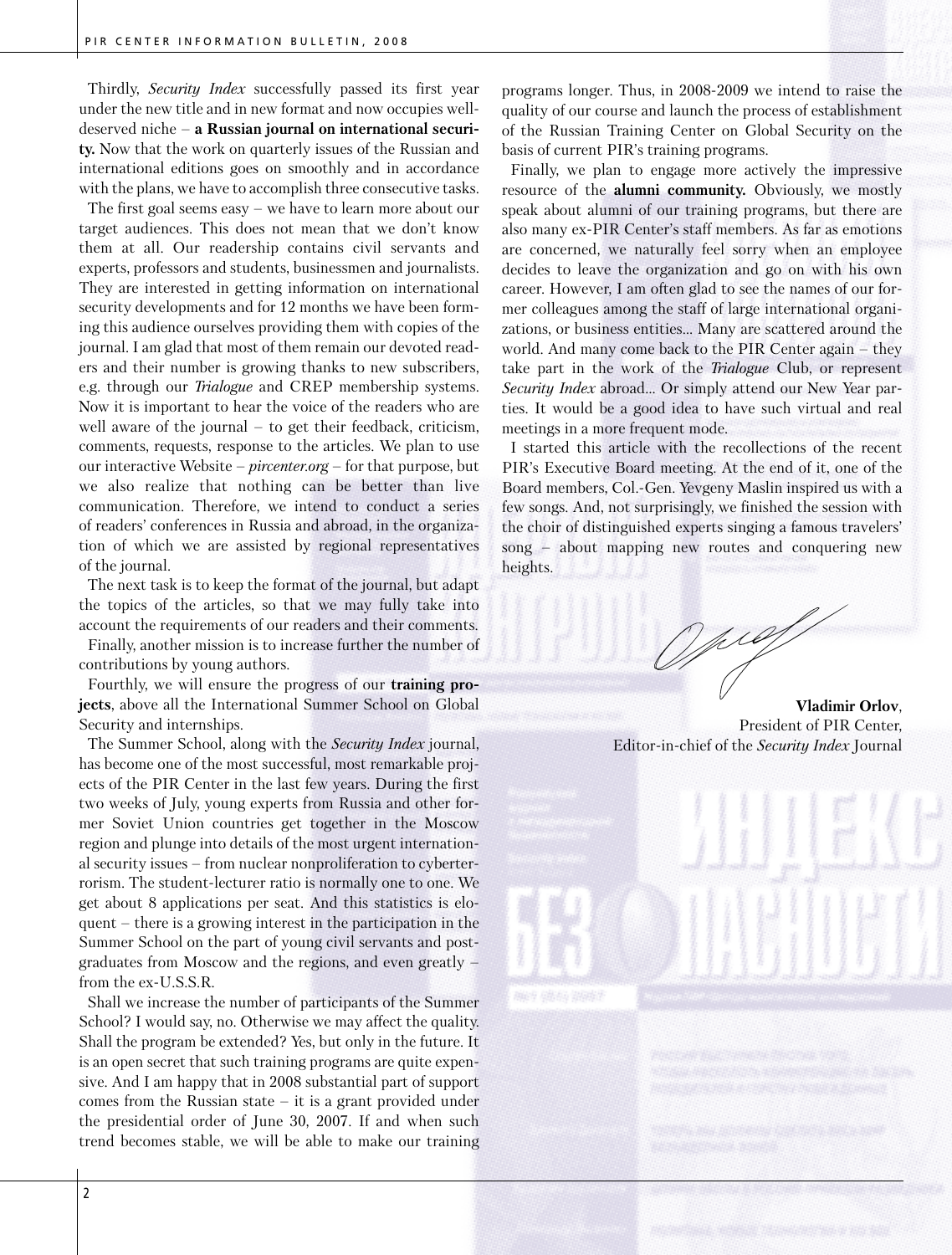Thirdly, *Security Index* successfully passed its first year under the new title and in new format and now occupies well-deserved niche – **a Russian journal on international security.** Now that the work on quarterly issues of the Russian and international editions goes on smoothly and in accordance with the plans, we have to accomplish three consecutive tasks.

The first goal seems easy – we have to learn more about our target audiences. This does not mean that we don't know them at all. Our readership contains civil servants and experts, professors and students, businessmen and journalists. They are interested in getting information on international security developments and for 12 months we have been forming this audience ourselves providing them with copies of the journal. I am glad that most of them remain our devoted readers and their number is growing thanks to new subscribers, e.g. through our *Trialogue* and CREP membership systems. Now it is important to hear the voice of the readers who are well aware of the journal – to get their feedback, criticism, comments, requests, response to the articles. We plan to use our interactive Website – *pircenter.org* – for that purpose, but we also realize that nothing can be better than live communication. Therefore, we intend to conduct a series of readers' conferences in Russia and abroad, in the organization of which we are assisted by regional representatives of the journal.

The next task is to keep the format of the journal, but adapt the topics of the articles, so that we may fully take into account the requirements of our readers and their comments.

Finally, another mission is to increase further the number of contributions by young authors.

Fourthly, we will ensure the progress of our **training projects**, above all the International Summer School on Global Security and internships.

The Summer School, along with the *Security Index* journal, has become one of the most successful, most remarkable projects of the PIR Center in the last few years. During the first two weeks of July, young experts from Russia and other former Soviet Union countries get together in the Moscow region and plunge into details of the most urgent international security issues – from nuclear nonproliferation to cyberterrorism. The student-lecturer ratio is normally one to one. We get about 8 applications per seat. And this statistics is eloquent – there is a growing interest in the participation in the Summer School on the part of young civil servants and postgraduates from Moscow and the regions, and even greatly – from the ex-U.S.S.R.

Shall we increase the number of participants of the Summer School? I would say, no. Otherwise we may affect the quality. Shall the program be extended? Yes, but only in the future. It is an open secret that such training programs are quite expensive. And I am happy that in 2008 substantial part of support comes from the Russian state – it is a grant provided under the presidential order of June 30, 2007. If and when such trend becomes stable, we will be able to make our training programs longer. Thus, in 2008-2009 we intend to raise the quality of our course and launch the process of establishment of the Russian Training Center on Global Security on the basis of current PIR's training programs.

Finally, we plan to engage more actively the impressive resource of the **alumni community.** Obviously, we mostly speak about alumni of our training programs, but there are also many ex-PIR Center's staff members. As far as emotions are concerned, we naturally feel sorry when an employee decides to leave the organization and go on with his own career. However, I am often glad to see the names of our former colleagues among the staff of large international organizations, or business entities... Many are scattered around the world. And many come back to the PIR Center again – they take part in the work of the *Trialogue* Club, or represent *Security Index* abroad... Or simply attend our New Year parties. It would be a good idea to have such virtual and real meetings in a more frequent mode.

I started this article with the recollections of the recent PIR's Executive Board meeting. At the end of it, one of the Board members, Col.-Gen. Yevgeny Maslin inspired us with a few songs. And, not surprisingly, we finished the session with the choir of distinguished experts singing a famous travelers' song – about mapping new routes and conquering new heights.

**Vladimir Orlov**,
President of PIR Center,
Editor-in-chief of the *Security Index* Journal